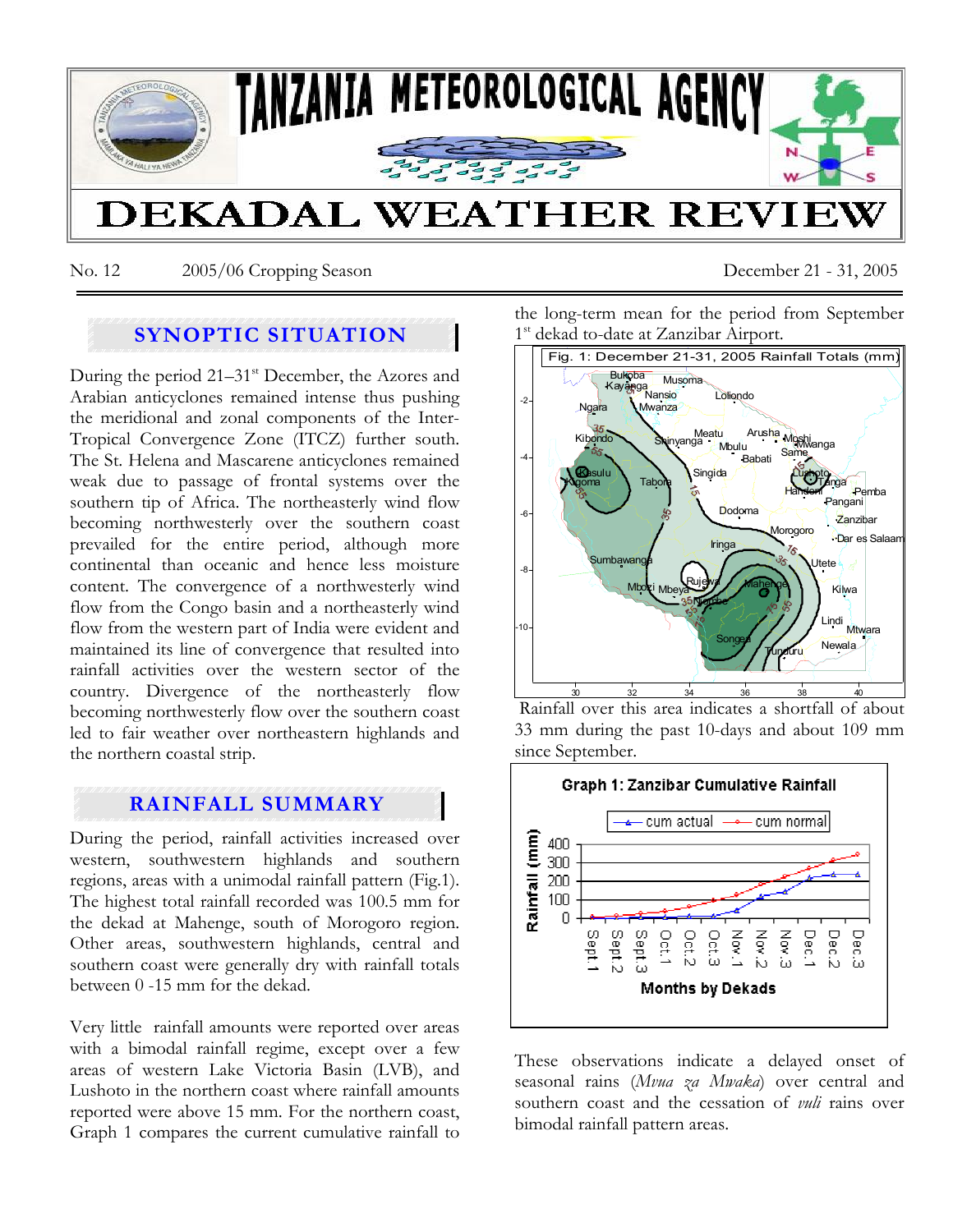# TANZANIA METEOROLOGICAL AGENCY

# DEKADAL WEATHER REVIEW

No. 12 2005/06 Cropping Season December 21 - 31, 2005

## SYNOPTIC SITUATION

During the period 21–31st December, the Azores and Arabian anticyclones remained intense thus pushing the meridional and zonal components of the Inter-Tropical Convergence Zone (ITCZ) further south. The St. Helena and Mascarene anticyclones remained weak due to passage of frontal systems over the southern tip of Africa. The northeasterly wind flow becoming northwesterly over the southern coast prevailed for the entire period, although more continental than oceanic and hence less moisture content. The convergence of a northwesterly wind flow from the Congo basin and a northeasterly wind flow from the western part of India were evident and maintained its line of convergence that resulted into rainfall activities over the western sector of the country. Divergence of the northeasterly flow becoming northwesterly flow over the southern coast led to fair weather over northeastern highlands and the northern coastal strip.

## RAINFALL SUMMARY

During the period, rainfall activities increased over western, southwestern highlands and southern regions, areas with a unimodal rainfall pattern (Fig.1). The highest total rainfall recorded was 100.5 mm for the dekad at Mahenge, south of Morogoro region. Other areas, southwestern highlands, central and southern coast were generally dry with rainfall totals between 0 -15 mm for the dekad.

Very little rainfall amounts were reported over areas with a bimodal rainfall regime, except over a few areas of western Lake Victoria Basin (LVB), and Lushoto in the northern coast where rainfall amounts reported were above 15 mm. For the northern coast, Graph 1 compares the current cumulative rainfall to the long-term mean for the period from September 1st dekad to-date at Zanzibar Airport.

Fig. 1: December 21-31, 2005 Rainfall Totals (mm)

Rainfall over this area indicates a shortfall of about 33 mm during the past 10-days and about 109 mm since September.

Graph 1: Zanzibar Cumulative Rainfall

These observations indicate a delayed onset of seasonal rains (*Mvua za Mwaka*) over central and southern coast and the cessation of *vuli* rains over bimodal rainfall pattern areas.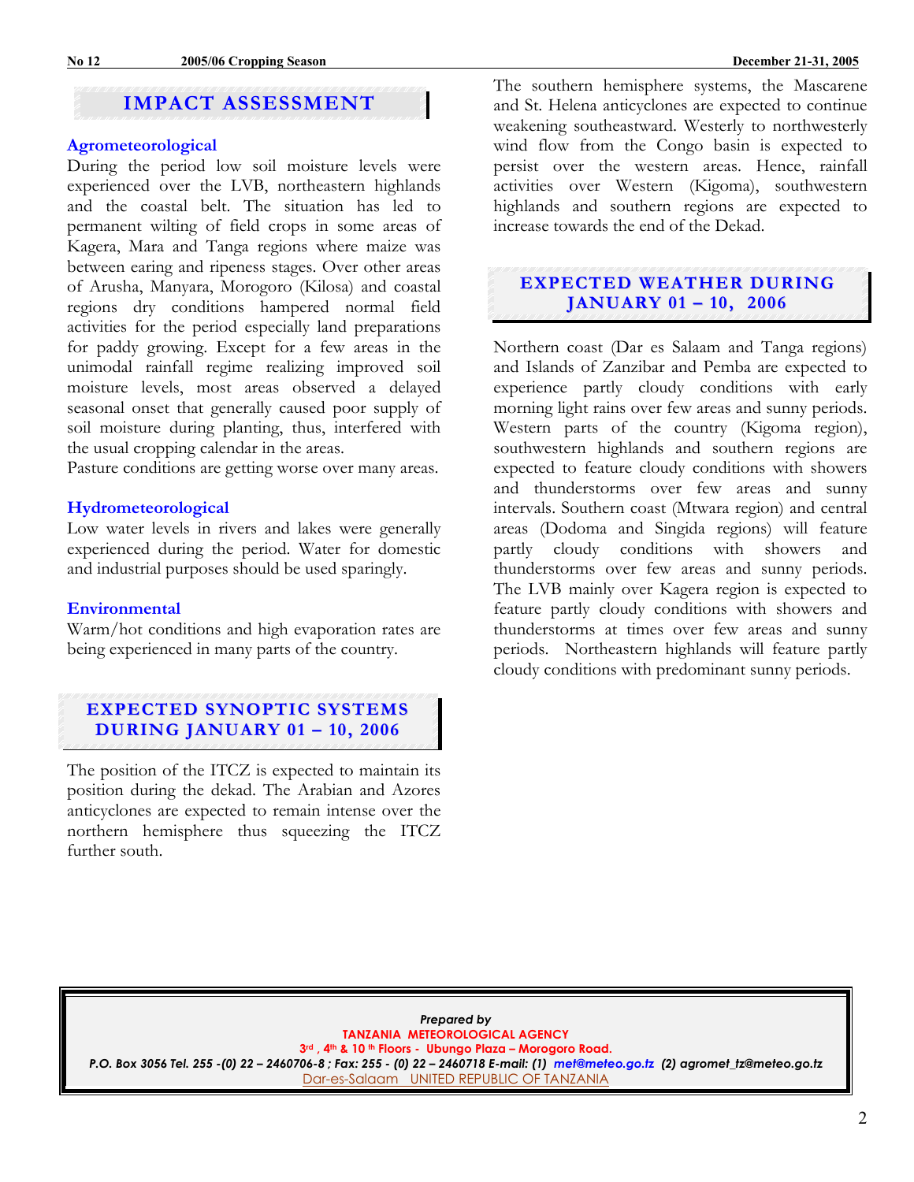## IMPACT ASSESSMENT

### Agrometeorological

During the period low soil moisture levels were experienced over the LVB, northeastern highlands and the coastal belt. The situation has led to permanent wilting of field crops in some areas of Kagera, Mara and Tanga regions where maize was between earing and ripeness stages. Over other areas of Arusha, Manyara, Morogoro (Kilosa) and coastal regions dry conditions hampered normal field activities for the period especially land preparations for paddy growing. Except for a few areas in the unimodal rainfall regime realizing improved soil moisture levels, most areas observed a delayed seasonal onset that generally caused poor supply of soil moisture during planting, thus, interfered with the usual cropping calendar in the areas.

Pasture conditions are getting worse over many areas.

### Hydrometeorological

Low water levels in rivers and lakes were generally experienced during the period. Water for domestic and industrial purposes should be used sparingly.

### Environmental

Warm/hot conditions and high evaporation rates are being experienced in many parts of the country.

## EXPECTED SYNOPTIC SYSTEMS DURING JANUARY 01 – 10, 2006

The position of the ITCZ is expected to maintain its position during the dekad. The Arabian and Azores anticyclones are expected to remain intense over the northern hemisphere thus squeezing the ITCZ further south.

The southern hemisphere systems, the Mascarene and St. Helena anticyclones are expected to continue weakening southeastward. Westerly to northwesterly wind flow from the Congo basin is expected to persist over the western areas. Hence, rainfall activities over Western (Kigoma), southwestern highlands and southern regions are expected to increase towards the end of the Dekad.

## EXPECTED WEATHER DURING JANUARY 01 – 10, 2006

Northern coast (Dar es Salaam and Tanga regions) and Islands of Zanzibar and Pemba are expected to experience partly cloudy conditions with early morning light rains over few areas and sunny periods. Western parts of the country (Kigoma region), southwestern highlands and southern regions are expected to feature cloudy conditions with showers and thunderstorms over few areas and sunny intervals. Southern coast (Mtwara region) and central areas (Dodoma and Singida regions) will feature partly cloudy conditions with showers and thunderstorms over few areas and sunny periods. The LVB mainly over Kagera region is expected to feature partly cloudy conditions with showers and thunderstorms at times over few areas and sunny periods. Northeastern highlands will feature partly cloudy conditions with predominant sunny periods.

*Prepared by*
**TANZANIA METEOROLOGICAL AGENCY**
**3rd , 4th & 10 th Floors - Ubungo Plaza – Morogoro Road.**
***P.O. Box 3056 Tel. 255 -(0) 22 – 2460706-8 ; Fax: 255 - (0) 22 – 2460718 E-mail: (1) met@meteo.go.tz (2) agromet_tz@meteo.go.tz***
Dar-es-Salaam UNITED REPUBLIC OF TANZANIA